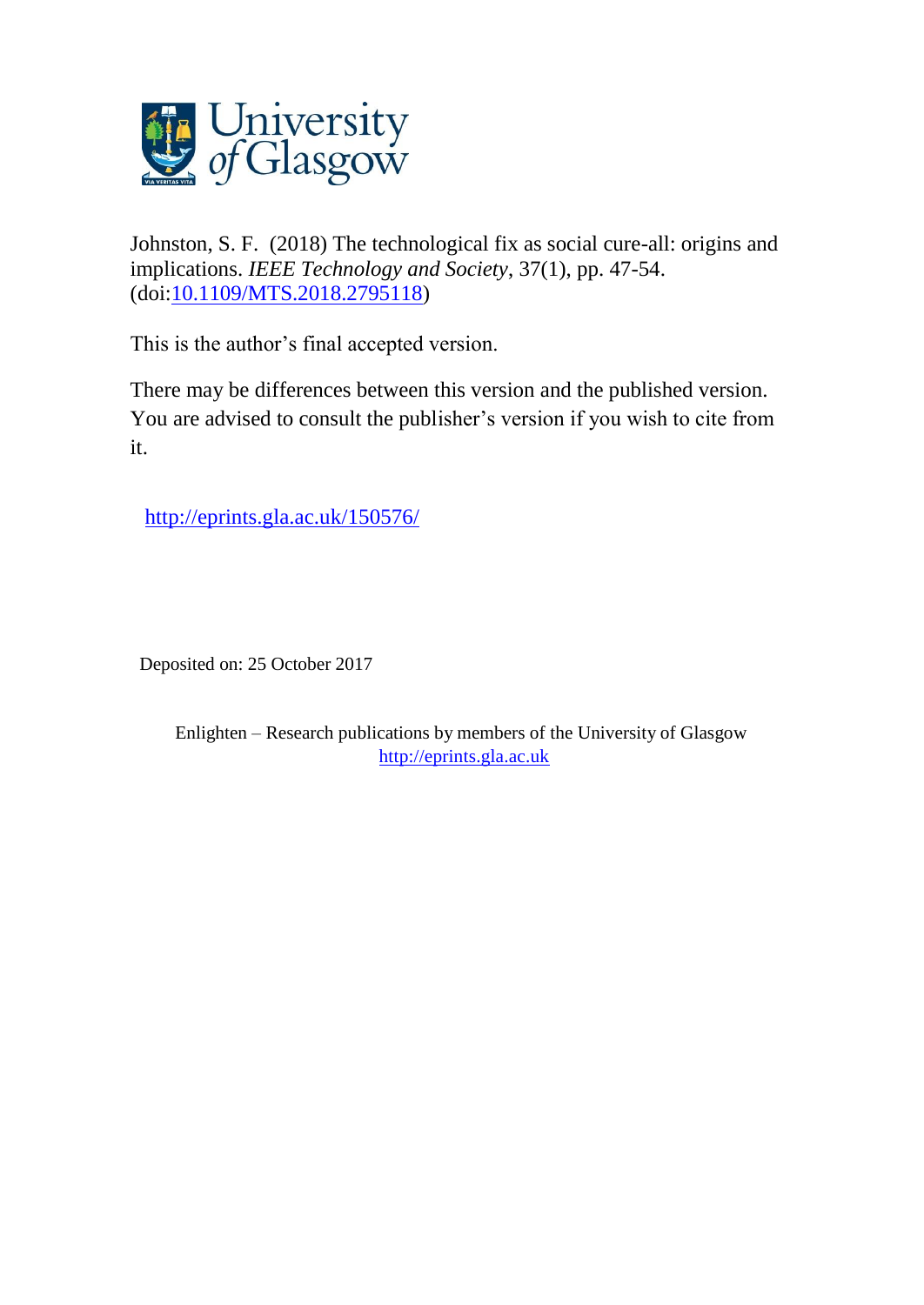University of Glasgow

Johnston, S. F. (2018) The technological fix as social cure-all: origins and implications. *IEEE Technology and Society*, 37(1), pp. 47-54. (doi:10.1109/MTS.2018.2795118)

This is the author's final accepted version.

There may be differences between this version and the published version. You are advised to consult the publisher's version if you wish to cite from it.

http://eprints.gla.ac.uk/150576/

Deposited on: 25 October 2017

Enlighten – Research publications by members of the University of Glasgow
http://eprints.gla.ac.uk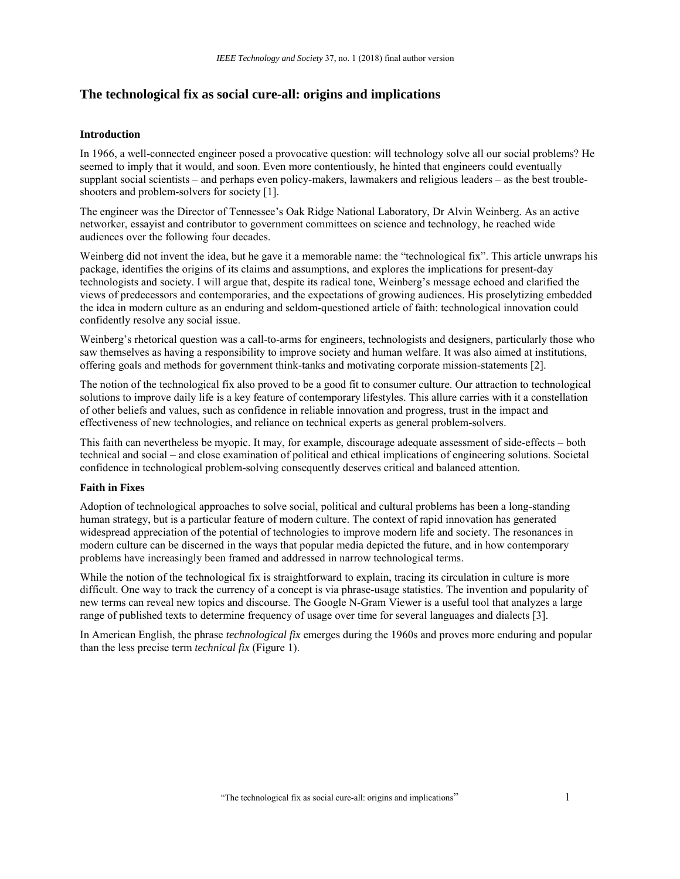# The technological fix as social cure-all: origins and implications

## Introduction

In 1966, a well-connected engineer posed a provocative question: will technology solve all our social problems? He seemed to imply that it would, and soon. Even more contentiously, he hinted that engineers could eventually supplant social scientists – and perhaps even policy-makers, lawmakers and religious leaders – as the best trouble-shooters and problem-solvers for society [1].

The engineer was the Director of Tennessee's Oak Ridge National Laboratory, Dr Alvin Weinberg. As an active networker, essayist and contributor to government committees on science and technology, he reached wide audiences over the following four decades.

Weinberg did not invent the idea, but he gave it a memorable name: the "technological fix". This article unwraps his package, identifies the origins of its claims and assumptions, and explores the implications for present-day technologists and society. I will argue that, despite its radical tone, Weinberg's message echoed and clarified the views of predecessors and contemporaries, and the expectations of growing audiences. His proselytizing embedded the idea in modern culture as an enduring and seldom-questioned article of faith: technological innovation could confidently resolve any social issue.

Weinberg's rhetorical question was a call-to-arms for engineers, technologists and designers, particularly those who saw themselves as having a responsibility to improve society and human welfare. It was also aimed at institutions, offering goals and methods for government think-tanks and motivating corporate mission-statements [2].

The notion of the technological fix also proved to be a good fit to consumer culture. Our attraction to technological solutions to improve daily life is a key feature of contemporary lifestyles. This allure carries with it a constellation of other beliefs and values, such as confidence in reliable innovation and progress, trust in the impact and effectiveness of new technologies, and reliance on technical experts as general problem-solvers.

This faith can nevertheless be myopic. It may, for example, discourage adequate assessment of side-effects – both technical and social – and close examination of political and ethical implications of engineering solutions. Societal confidence in technological problem-solving consequently deserves critical and balanced attention.

## Faith in Fixes

Adoption of technological approaches to solve social, political and cultural problems has been a long-standing human strategy, but is a particular feature of modern culture. The context of rapid innovation has generated widespread appreciation of the potential of technologies to improve modern life and society. The resonances in modern culture can be discerned in the ways that popular media depicted the future, and in how contemporary problems have increasingly been framed and addressed in narrow technological terms.

While the notion of the technological fix is straightforward to explain, tracing its circulation in culture is more difficult. One way to track the currency of a concept is via phrase-usage statistics. The invention and popularity of new terms can reveal new topics and discourse. The Google N-Gram Viewer is a useful tool that analyzes a large range of published texts to determine frequency of usage over time for several languages and dialects [3].

In American English, the phrase *technological fix* emerges during the 1960s and proves more enduring and popular than the less precise term *technical fix* (Figure 1).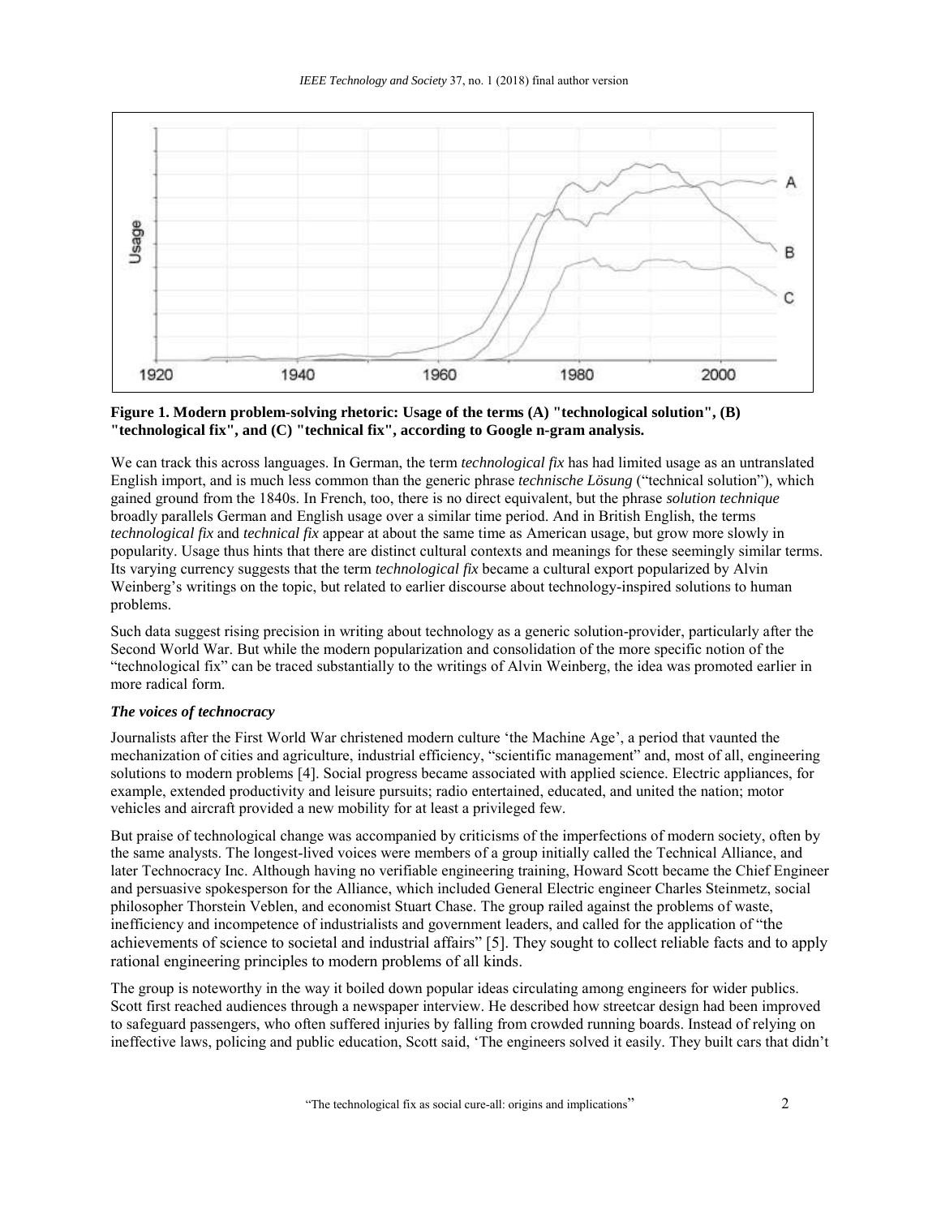Usage

1920 1940 1960 1980 2000

A

B

C

**Figure 1. Modern problem-solving rhetoric: Usage of the terms (A) "technological solution", (B) "technological fix", and (C) "technical fix", according to Google n-gram analysis.**

We can track this across languages. In German, the term *technological fix* has had limited usage as an untranslated English import, and is much less common than the generic phrase *technische Lösung* ("technical solution"), which gained ground from the 1840s. In French, too, there is no direct equivalent, but the phrase *solution technique* broadly parallels German and English usage over a similar time period. And in British English, the terms *technological fix* and *technical fix* appear at about the same time as American usage, but grow more slowly in popularity. Usage thus hints that there are distinct cultural contexts and meanings for these seemingly similar terms. Its varying currency suggests that the term *technological fix* became a cultural export popularized by Alvin Weinberg's writings on the topic, but related to earlier discourse about technology-inspired solutions to human problems.

Such data suggest rising precision in writing about technology as a generic solution-provider, particularly after the Second World War. But while the modern popularization and consolidation of the more specific notion of the "technological fix" can be traced substantially to the writings of Alvin Weinberg, the idea was promoted earlier in more radical form.

### *The voices of technocracy*

Journalists after the First World War christened modern culture 'the Machine Age', a period that vaunted the mechanization of cities and agriculture, industrial efficiency, "scientific management" and, most of all, engineering solutions to modern problems [4]. Social progress became associated with applied science. Electric appliances, for example, extended productivity and leisure pursuits; radio entertained, educated, and united the nation; motor vehicles and aircraft provided a new mobility for at least a privileged few.

But praise of technological change was accompanied by criticisms of the imperfections of modern society, often by the same analysts. The longest-lived voices were members of a group initially called the Technical Alliance, and later Technocracy Inc. Although having no verifiable engineering training, Howard Scott became the Chief Engineer and persuasive spokesperson for the Alliance, which included General Electric engineer Charles Steinmetz, social philosopher Thorstein Veblen, and economist Stuart Chase. The group railed against the problems of waste, inefficiency and incompetence of industrialists and government leaders, and called for the application of "the achievements of science to societal and industrial affairs" [5]. They sought to collect reliable facts and to apply rational engineering principles to modern problems of all kinds.

The group is noteworthy in the way it boiled down popular ideas circulating among engineers for wider publics. Scott first reached audiences through a newspaper interview. He described how streetcar design had been improved to safeguard passengers, who often suffered injuries by falling from crowded running boards. Instead of relying on ineffective laws, policing and public education, Scott said, 'The engineers solved it easily. They built cars that didn't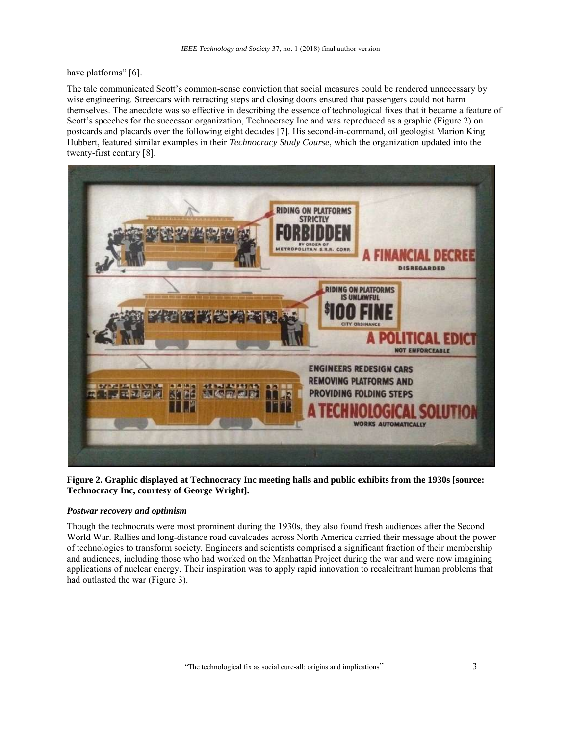have platforms" [6].

The tale communicated Scott's common-sense conviction that social measures could be rendered unnecessary by wise engineering. Streetcars with retracting steps and closing doors ensured that passengers could not harm themselves. The anecdote was so effective in describing the essence of technological fixes that it became a feature of Scott's speeches for the successor organization, Technocracy Inc and was reproduced as a graphic (Figure 2) on postcards and placards over the following eight decades [7]. His second-in-command, oil geologist Marion King Hubbert, featured similar examples in their *Technocracy Study Course*, which the organization updated into the twenty-first century [8].

**Figure 2. Graphic displayed at Technocracy Inc meeting halls and public exhibits from the 1930s [source: Technocracy Inc, courtesy of George Wright].**

### *Postwar recovery and optimism*

Though the technocrats were most prominent during the 1930s, they also found fresh audiences after the Second World War. Rallies and long-distance road cavalcades across North America carried their message about the power of technologies to transform society. Engineers and scientists comprised a significant fraction of their membership and audiences, including those who had worked on the Manhattan Project during the war and were now imagining applications of nuclear energy. Their inspiration was to apply rapid innovation to recalcitrant human problems that had outlasted the war (Figure 3).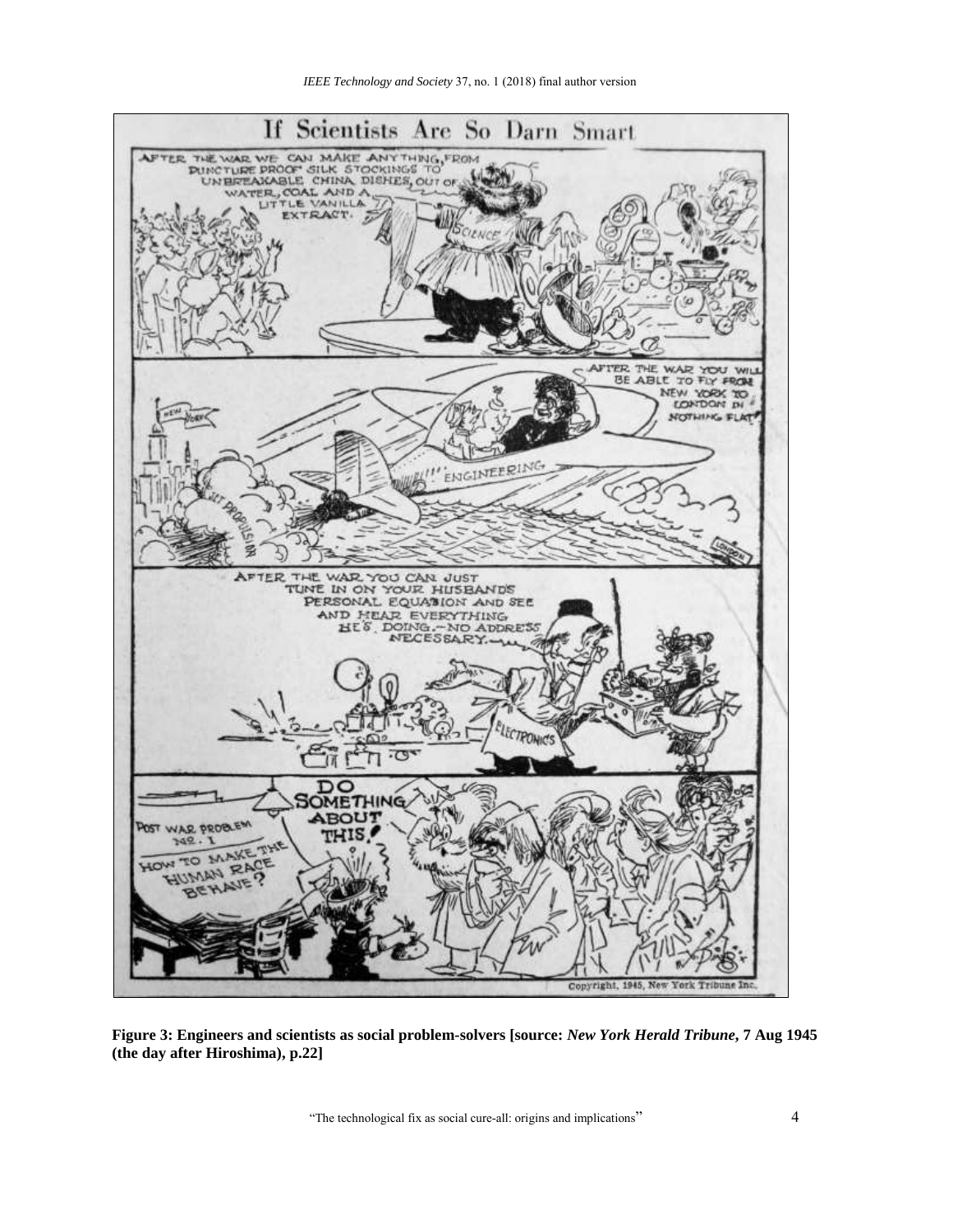**Figure 3: Engineers and scientists as social problem-solvers [source: *New York Herald Tribune*, 7 Aug 1945 (the day after Hiroshima), p.22]**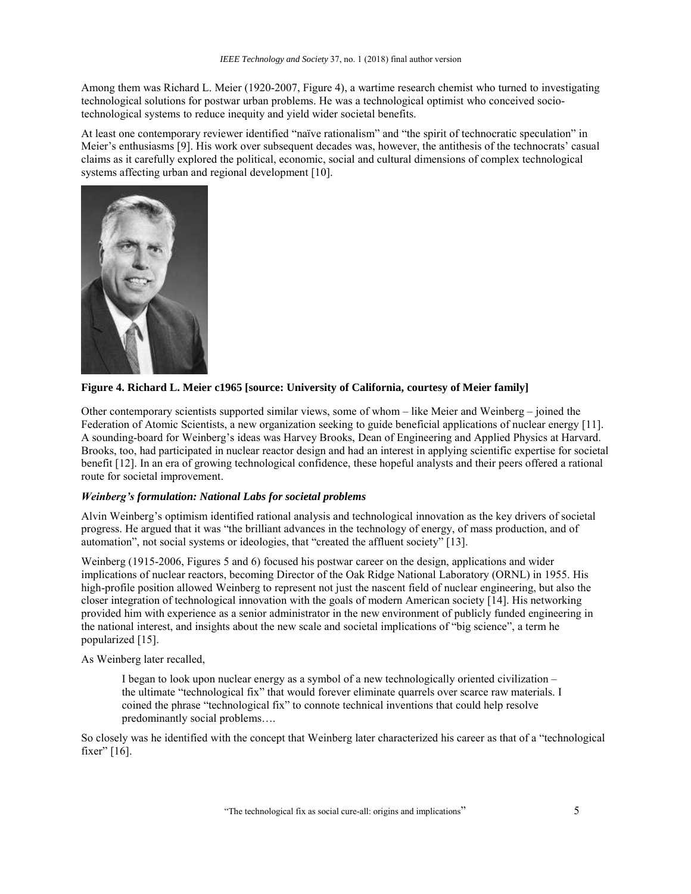Among them was Richard L. Meier (1920-2007, Figure 4), a wartime research chemist who turned to investigating technological solutions for postwar urban problems. He was a technological optimist who conceived socio-technological systems to reduce inequity and yield wider societal benefits.

At least one contemporary reviewer identified "naïve rationalism" and "the spirit of technocratic speculation" in Meier's enthusiasms [9]. His work over subsequent decades was, however, the antithesis of the technocrats' casual claims as it carefully explored the political, economic, social and cultural dimensions of complex technological systems affecting urban and regional development [10].

**Figure 4. Richard L. Meier c1965 [source: University of California, courtesy of Meier family]**

Other contemporary scientists supported similar views, some of whom – like Meier and Weinberg – joined the Federation of Atomic Scientists, a new organization seeking to guide beneficial applications of nuclear energy [11]. A sounding-board for Weinberg's ideas was Harvey Brooks, Dean of Engineering and Applied Physics at Harvard. Brooks, too, had participated in nuclear reactor design and had an interest in applying scientific expertise for societal benefit [12]. In an era of growing technological confidence, these hopeful analysts and their peers offered a rational route for societal improvement.

### *Weinberg's formulation: National Labs for societal problems*

Alvin Weinberg's optimism identified rational analysis and technological innovation as the key drivers of societal progress. He argued that it was "the brilliant advances in the technology of energy, of mass production, and of automation", not social systems or ideologies, that "created the affluent society" [13].

Weinberg (1915-2006, Figures 5 and 6) focused his postwar career on the design, applications and wider implications of nuclear reactors, becoming Director of the Oak Ridge National Laboratory (ORNL) in 1955. His high-profile position allowed Weinberg to represent not just the nascent field of nuclear engineering, but also the closer integration of technological innovation with the goals of modern American society [14]. His networking provided him with experience as a senior administrator in the new environment of publicly funded engineering in the national interest, and insights about the new scale and societal implications of "big science", a term he popularized [15].

As Weinberg later recalled,

> I began to look upon nuclear energy as a symbol of a new technologically oriented civilization – the ultimate "technological fix" that would forever eliminate quarrels over scarce raw materials. I coined the phrase "technological fix" to connote technical inventions that could help resolve predominantly social problems….

So closely was he identified with the concept that Weinberg later characterized his career as that of a "technological fixer" [16].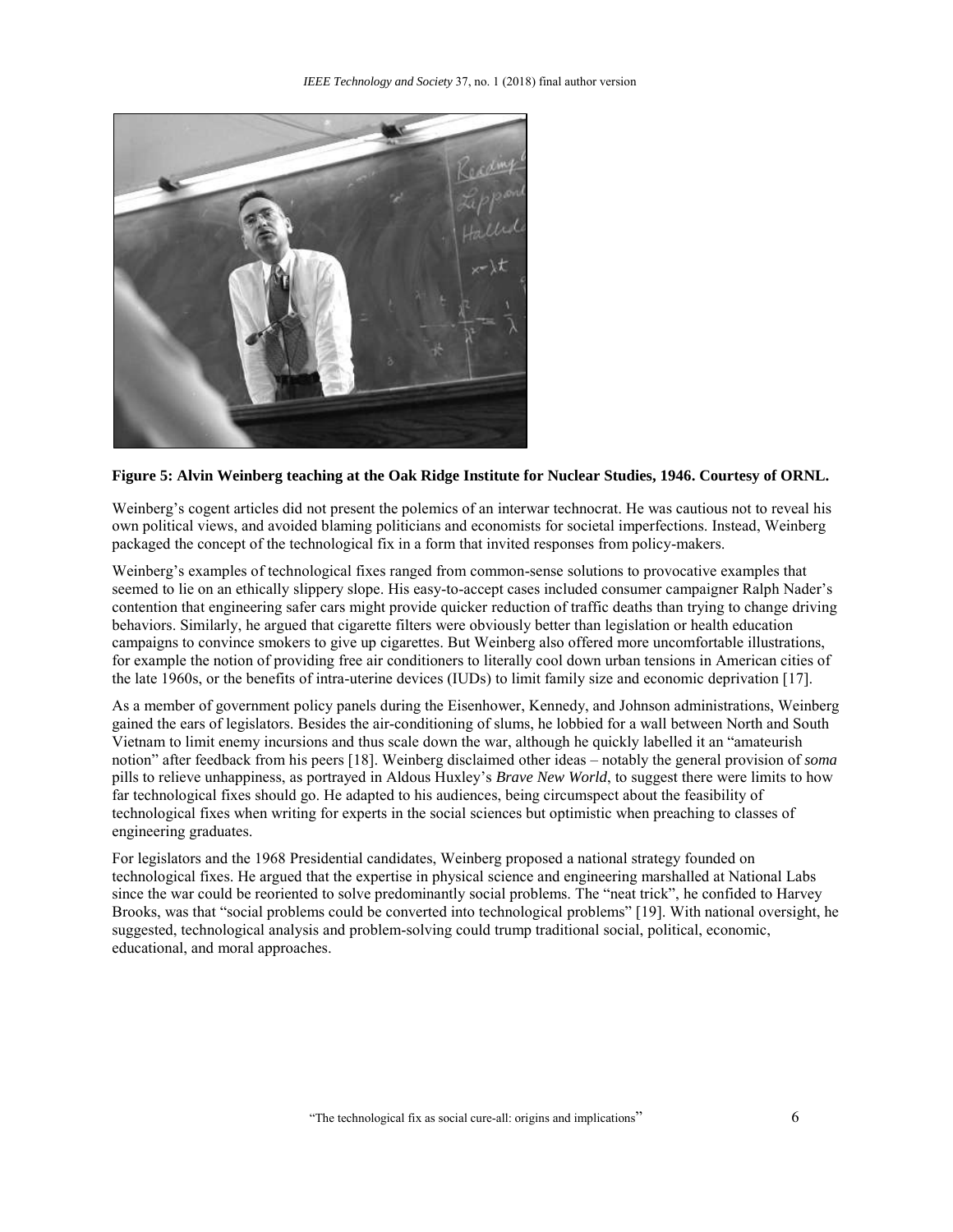**Figure 5: Alvin Weinberg teaching at the Oak Ridge Institute for Nuclear Studies, 1946. Courtesy of ORNL.**

Weinberg's cogent articles did not present the polemics of an interwar technocrat. He was cautious not to reveal his own political views, and avoided blaming politicians and economists for societal imperfections. Instead, Weinberg packaged the concept of the technological fix in a form that invited responses from policy-makers.

Weinberg's examples of technological fixes ranged from common-sense solutions to provocative examples that seemed to lie on an ethically slippery slope. His easy-to-accept cases included consumer campaigner Ralph Nader's contention that engineering safer cars might provide quicker reduction of traffic deaths than trying to change driving behaviors. Similarly, he argued that cigarette filters were obviously better than legislation or health education campaigns to convince smokers to give up cigarettes. But Weinberg also offered more uncomfortable illustrations, for example the notion of providing free air conditioners to literally cool down urban tensions in American cities of the late 1960s, or the benefits of intra-uterine devices (IUDs) to limit family size and economic deprivation [17].

As a member of government policy panels during the Eisenhower, Kennedy, and Johnson administrations, Weinberg gained the ears of legislators. Besides the air-conditioning of slums, he lobbied for a wall between North and South Vietnam to limit enemy incursions and thus scale down the war, although he quickly labelled it an "amateurish notion" after feedback from his peers [18]. Weinberg disclaimed other ideas – notably the general provision of *soma* pills to relieve unhappiness, as portrayed in Aldous Huxley's *Brave New World*, to suggest there were limits to how far technological fixes should go. He adapted to his audiences, being circumspect about the feasibility of technological fixes when writing for experts in the social sciences but optimistic when preaching to classes of engineering graduates.

For legislators and the 1968 Presidential candidates, Weinberg proposed a national strategy founded on technological fixes. He argued that the expertise in physical science and engineering marshalled at National Labs since the war could be reoriented to solve predominantly social problems. The "neat trick", he confided to Harvey Brooks, was that "social problems could be converted into technological problems" [19]. With national oversight, he suggested, technological analysis and problem-solving could trump traditional social, political, economic, educational, and moral approaches.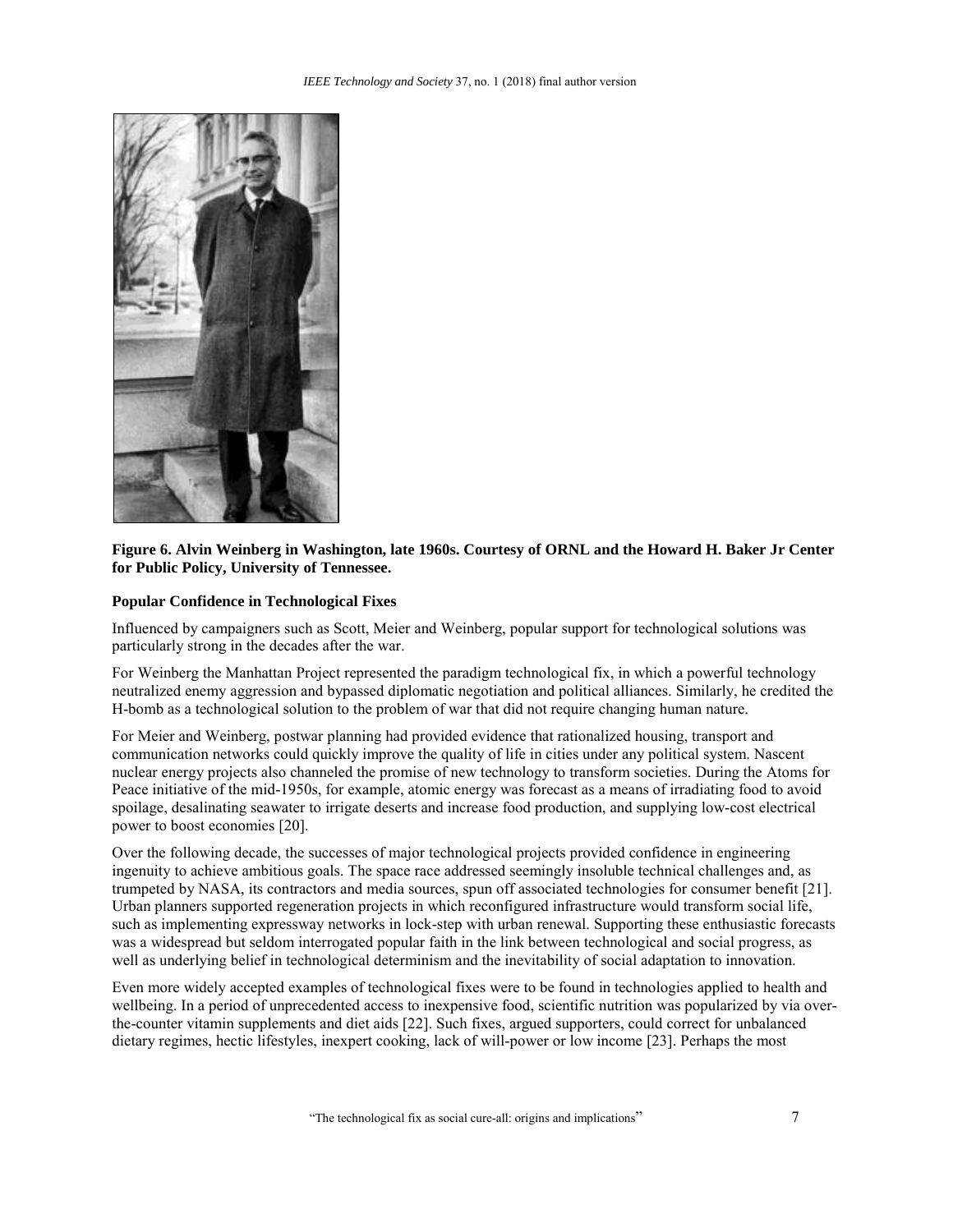**Figure 6. Alvin Weinberg in Washington, late 1960s. Courtesy of ORNL and the Howard H. Baker Jr Center for Public Policy, University of Tennessee.**

**Popular Confidence in Technological Fixes**

Influenced by campaigners such as Scott, Meier and Weinberg, popular support for technological solutions was particularly strong in the decades after the war.

For Weinberg the Manhattan Project represented the paradigm technological fix, in which a powerful technology neutralized enemy aggression and bypassed diplomatic negotiation and political alliances. Similarly, he credited the H-bomb as a technological solution to the problem of war that did not require changing human nature.

For Meier and Weinberg, postwar planning had provided evidence that rationalized housing, transport and communication networks could quickly improve the quality of life in cities under any political system. Nascent nuclear energy projects also channeled the promise of new technology to transform societies. During the Atoms for Peace initiative of the mid-1950s, for example, atomic energy was forecast as a means of irradiating food to avoid spoilage, desalinating seawater to irrigate deserts and increase food production, and supplying low-cost electrical power to boost economies [20].

Over the following decade, the successes of major technological projects provided confidence in engineering ingenuity to achieve ambitious goals. The space race addressed seemingly insoluble technical challenges and, as trumpeted by NASA, its contractors and media sources, spun off associated technologies for consumer benefit [21]. Urban planners supported regeneration projects in which reconfigured infrastructure would transform social life, such as implementing expressway networks in lock-step with urban renewal. Supporting these enthusiastic forecasts was a widespread but seldom interrogated popular faith in the link between technological and social progress, as well as underlying belief in technological determinism and the inevitability of social adaptation to innovation.

Even more widely accepted examples of technological fixes were to be found in technologies applied to health and wellbeing. In a period of unprecedented access to inexpensive food, scientific nutrition was popularized by via over-the-counter vitamin supplements and diet aids [22]. Such fixes, argued supporters, could correct for unbalanced dietary regimes, hectic lifestyles, inexpert cooking, lack of will-power or low income [23]. Perhaps the most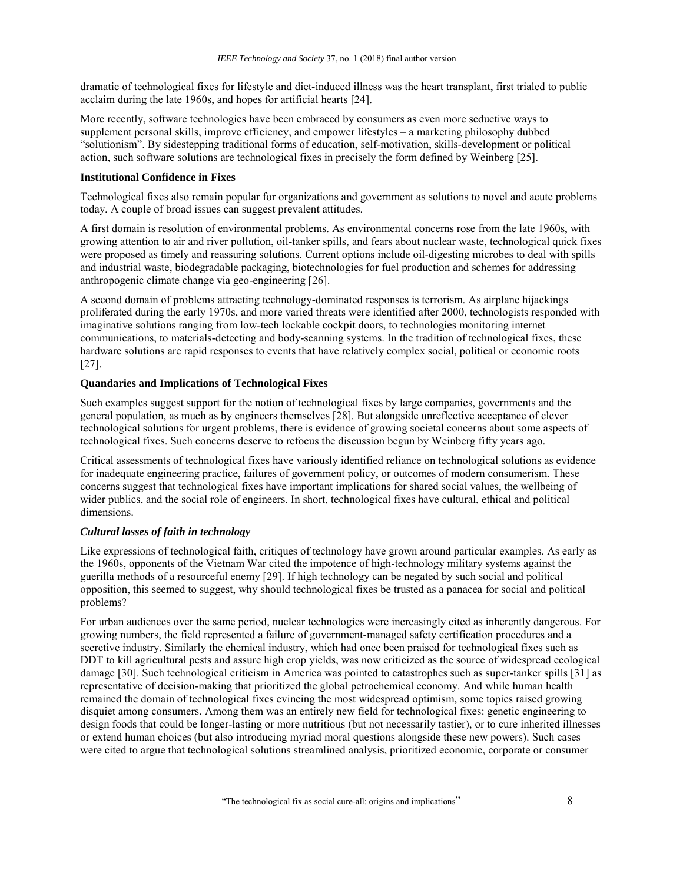dramatic of technological fixes for lifestyle and diet-induced illness was the heart transplant, first trialed to public acclaim during the late 1960s, and hopes for artificial hearts [24].

More recently, software technologies have been embraced by consumers as even more seductive ways to supplement personal skills, improve efficiency, and empower lifestyles – a marketing philosophy dubbed "solutionism". By sidestepping traditional forms of education, self-motivation, skills-development or political action, such software solutions are technological fixes in precisely the form defined by Weinberg [25].

**Institutional Confidence in Fixes**

Technological fixes also remain popular for organizations and government as solutions to novel and acute problems today. A couple of broad issues can suggest prevalent attitudes.

A first domain is resolution of environmental problems. As environmental concerns rose from the late 1960s, with growing attention to air and river pollution, oil-tanker spills, and fears about nuclear waste, technological quick fixes were proposed as timely and reassuring solutions. Current options include oil-digesting microbes to deal with spills and industrial waste, biodegradable packaging, biotechnologies for fuel production and schemes for addressing anthropogenic climate change via geo-engineering [26].

A second domain of problems attracting technology-dominated responses is terrorism. As airplane hijackings proliferated during the early 1970s, and more varied threats were identified after 2000, technologists responded with imaginative solutions ranging from low-tech lockable cockpit doors, to technologies monitoring internet communications, to materials-detecting and body-scanning systems. In the tradition of technological fixes, these hardware solutions are rapid responses to events that have relatively complex social, political or economic roots [27].

**Quandaries and Implications of Technological Fixes**

Such examples suggest support for the notion of technological fixes by large companies, governments and the general population, as much as by engineers themselves [28]. But alongside unreflective acceptance of clever technological solutions for urgent problems, there is evidence of growing societal concerns about some aspects of technological fixes. Such concerns deserve to refocus the discussion begun by Weinberg fifty years ago.

Critical assessments of technological fixes have variously identified reliance on technological solutions as evidence for inadequate engineering practice, failures of government policy, or outcomes of modern consumerism. These concerns suggest that technological fixes have important implications for shared social values, the wellbeing of wider publics, and the social role of engineers. In short, technological fixes have cultural, ethical and political dimensions.

***Cultural losses of faith in technology***

Like expressions of technological faith, critiques of technology have grown around particular examples. As early as the 1960s, opponents of the Vietnam War cited the impotence of high-technology military systems against the guerilla methods of a resourceful enemy [29]. If high technology can be negated by such social and political opposition, this seemed to suggest, why should technological fixes be trusted as a panacea for social and political problems?

For urban audiences over the same period, nuclear technologies were increasingly cited as inherently dangerous. For growing numbers, the field represented a failure of government-managed safety certification procedures and a secretive industry. Similarly the chemical industry, which had once been praised for technological fixes such as DDT to kill agricultural pests and assure high crop yields, was now criticized as the source of widespread ecological damage [30]. Such technological criticism in America was pointed to catastrophes such as super-tanker spills [31] as representative of decision-making that prioritized the global petrochemical economy. And while human health remained the domain of technological fixes evincing the most widespread optimism, some topics raised growing disquiet among consumers. Among them was an entirely new field for technological fixes: genetic engineering to design foods that could be longer-lasting or more nutritious (but not necessarily tastier), or to cure inherited illnesses or extend human choices (but also introducing myriad moral questions alongside these new powers). Such cases were cited to argue that technological solutions streamlined analysis, prioritized economic, corporate or consumer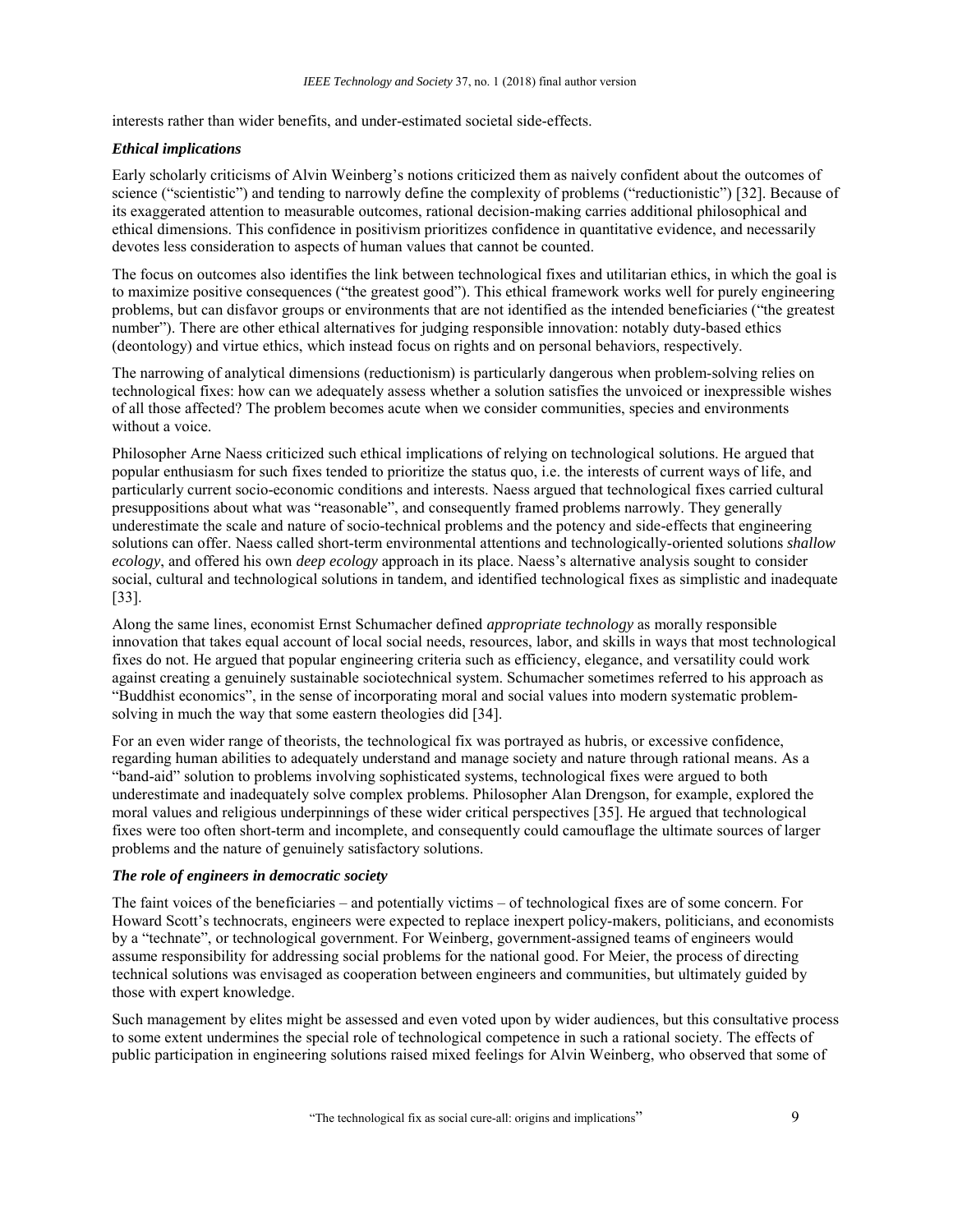interests rather than wider benefits, and under-estimated societal side-effects.

### *Ethical implications*

Early scholarly criticisms of Alvin Weinberg's notions criticized them as naively confident about the outcomes of science ("scientistic") and tending to narrowly define the complexity of problems ("reductionistic") [32]. Because of its exaggerated attention to measurable outcomes, rational decision-making carries additional philosophical and ethical dimensions. This confidence in positivism prioritizes confidence in quantitative evidence, and necessarily devotes less consideration to aspects of human values that cannot be counted.

The focus on outcomes also identifies the link between technological fixes and utilitarian ethics, in which the goal is to maximize positive consequences ("the greatest good"). This ethical framework works well for purely engineering problems, but can disfavor groups or environments that are not identified as the intended beneficiaries ("the greatest number"). There are other ethical alternatives for judging responsible innovation: notably duty-based ethics (deontology) and virtue ethics, which instead focus on rights and on personal behaviors, respectively.

The narrowing of analytical dimensions (reductionism) is particularly dangerous when problem-solving relies on technological fixes: how can we adequately assess whether a solution satisfies the unvoiced or inexpressible wishes of all those affected? The problem becomes acute when we consider communities, species and environments without a voice.

Philosopher Arne Naess criticized such ethical implications of relying on technological solutions. He argued that popular enthusiasm for such fixes tended to prioritize the status quo, i.e. the interests of current ways of life, and particularly current socio-economic conditions and interests. Naess argued that technological fixes carried cultural presuppositions about what was "reasonable", and consequently framed problems narrowly. They generally underestimate the scale and nature of socio-technical problems and the potency and side-effects that engineering solutions can offer. Naess called short-term environmental attentions and technologically-oriented solutions *shallow ecology*, and offered his own *deep ecology* approach in its place. Naess's alternative analysis sought to consider social, cultural and technological solutions in tandem, and identified technological fixes as simplistic and inadequate [33].

Along the same lines, economist Ernst Schumacher defined *appropriate technology* as morally responsible innovation that takes equal account of local social needs, resources, labor, and skills in ways that most technological fixes do not. He argued that popular engineering criteria such as efficiency, elegance, and versatility could work against creating a genuinely sustainable sociotechnical system. Schumacher sometimes referred to his approach as "Buddhist economics", in the sense of incorporating moral and social values into modern systematic problem-solving in much the way that some eastern theologies did [34].

For an even wider range of theorists, the technological fix was portrayed as hubris, or excessive confidence, regarding human abilities to adequately understand and manage society and nature through rational means. As a "band-aid" solution to problems involving sophisticated systems, technological fixes were argued to both underestimate and inadequately solve complex problems. Philosopher Alan Drengson, for example, explored the moral values and religious underpinnings of these wider critical perspectives [35]. He argued that technological fixes were too often short-term and incomplete, and consequently could camouflage the ultimate sources of larger problems and the nature of genuinely satisfactory solutions.

### *The role of engineers in democratic society*

The faint voices of the beneficiaries – and potentially victims – of technological fixes are of some concern. For Howard Scott's technocrats, engineers were expected to replace inexpert policy-makers, politicians, and economists by a "technate", or technological government. For Weinberg, government-assigned teams of engineers would assume responsibility for addressing social problems for the national good. For Meier, the process of directing technical solutions was envisaged as cooperation between engineers and communities, but ultimately guided by those with expert knowledge.

Such management by elites might be assessed and even voted upon by wider audiences, but this consultative process to some extent undermines the special role of technological competence in such a rational society. The effects of public participation in engineering solutions raised mixed feelings for Alvin Weinberg, who observed that some of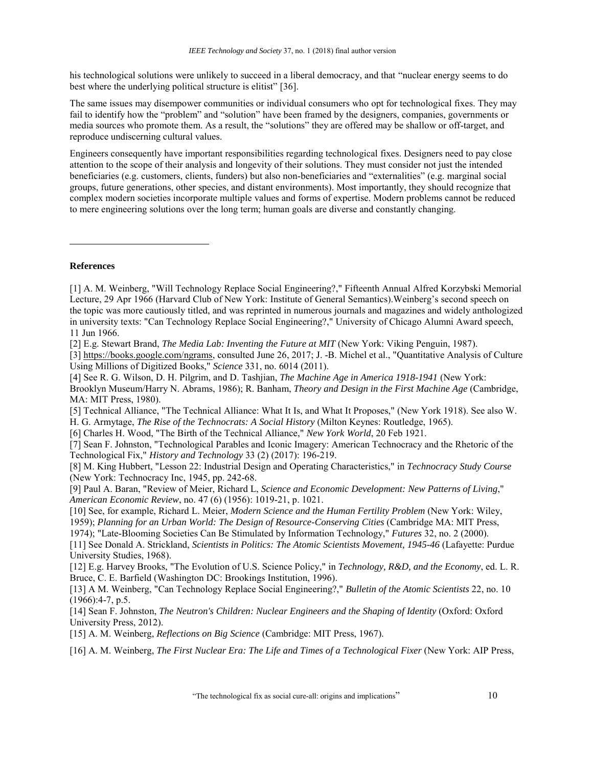his technological solutions were unlikely to succeed in a liberal democracy, and that "nuclear energy seems to do best where the underlying political structure is elitist" [36].

The same issues may disempower communities or individual consumers who opt for technological fixes. They may fail to identify how the "problem" and "solution" have been framed by the designers, companies, governments or media sources who promote them. As a result, the "solutions" they are offered may be shallow or off-target, and reproduce undiscerning cultural values.

Engineers consequently have important responsibilities regarding technological fixes. Designers need to pay close attention to the scope of their analysis and longevity of their solutions. They must consider not just the intended beneficiaries (e.g. customers, clients, funders) but also non-beneficiaries and "externalities" (e.g. marginal social groups, future generations, other species, and distant environments). Most importantly, they should recognize that complex modern societies incorporate multiple values and forms of expertise. Modern problems cannot be reduced to mere engineering solutions over the long term; human goals are diverse and constantly changing.

---

**References**

[1] A. M. Weinberg, "Will Technology Replace Social Engineering?," Fifteenth Annual Alfred Korzybski Memorial Lecture, 29 Apr 1966 (Harvard Club of New York: Institute of General Semantics).Weinberg's second speech on the topic was more cautiously titled, and was reprinted in numerous journals and magazines and widely anthologized in university texts: "Can Technology Replace Social Engineering?," University of Chicago Alumni Award speech, 11 Jun 1966.

[2] E.g. Stewart Brand, *The Media Lab: Inventing the Future at MIT* (New York: Viking Penguin, 1987).

[3] https://books.google.com/ngrams, consulted June 26, 2017; J. -B. Michel et al., "Quantitative Analysis of Culture Using Millions of Digitized Books," *Science* 331, no. 6014 (2011).

[4] See R. G. Wilson, D. H. Pilgrim, and D. Tashjian, *The Machine Age in America 1918-1941* (New York: Brooklyn Museum/Harry N. Abrams, 1986); R. Banham, *Theory and Design in the First Machine Age* (Cambridge, MA: MIT Press, 1980).

[5] Technical Alliance, "The Technical Alliance: What It Is, and What It Proposes," (New York 1918). See also W. H. G. Armytage, *The Rise of the Technocrats: A Social History* (Milton Keynes: Routledge, 1965).

[6] Charles H. Wood, "The Birth of the Technical Alliance," *New York World*, 20 Feb 1921.

[7] Sean F. Johnston, "Technological Parables and Iconic Imagery: American Technocracy and the Rhetoric of the Technological Fix," *History and Technology* 33 (2) (2017): 196-219.

[8] M. King Hubbert, "Lesson 22: Industrial Design and Operating Characteristics," in *Technocracy Study Course* (New York: Technocracy Inc, 1945, pp. 242-68.

[9] Paul A. Baran, "Review of Meier, Richard L, *Science and Economic Development: New Patterns of Living*," *American Economic Review*, no. 47 (6) (1956): 1019-21, p. 1021.

[10] See, for example, Richard L. Meier, *Modern Science and the Human Fertility Problem* (New York: Wiley, 1959); *Planning for an Urban World: The Design of Resource-Conserving Cities* (Cambridge MA: MIT Press, 1974); "Late-Blooming Societies Can Be Stimulated by Information Technology," *Futures* 32, no. 2 (2000).

[11] See Donald A. Strickland, *Scientists in Politics: The Atomic Scientists Movement, 1945-46* (Lafayette: Purdue University Studies, 1968).

[12] E.g. Harvey Brooks, "The Evolution of U.S. Science Policy," in *Technology, R&D, and the Economy*, ed. L. R. Bruce, C. E. Barfield (Washington DC: Brookings Institution, 1996).

[13] A M. Weinberg, "Can Technology Replace Social Engineering?," *Bulletin of the Atomic Scientists* 22, no. 10 (1966):4-7, p.5.

[14] Sean F. Johnston, *The Neutron's Children: Nuclear Engineers and the Shaping of Identity* (Oxford: Oxford University Press, 2012).

[15] A. M. Weinberg, *Reflections on Big Science* (Cambridge: MIT Press, 1967).

[16] A. M. Weinberg, *The First Nuclear Era: The Life and Times of a Technological Fixer* (New York: AIP Press,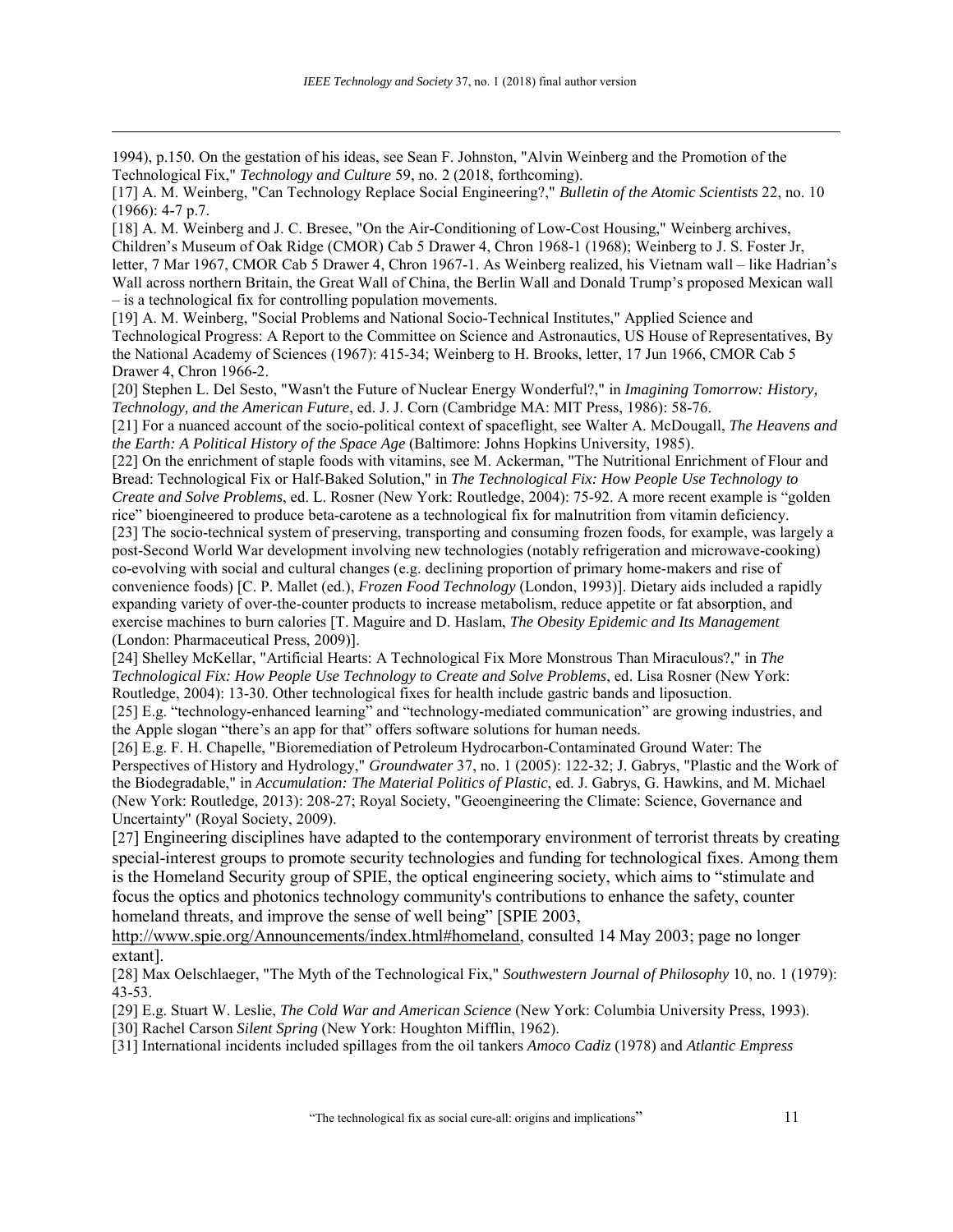1994), p.150. On the gestation of his ideas, see Sean F. Johnston, "Alvin Weinberg and the Promotion of the Technological Fix," *Technology and Culture* 59, no. 2 (2018, forthcoming).

[17] A. M. Weinberg, "Can Technology Replace Social Engineering?," *Bulletin of the Atomic Scientists* 22, no. 10 (1966): 4-7 p.7.

[18] A. M. Weinberg and J. C. Bresee, "On the Air-Conditioning of Low-Cost Housing," Weinberg archives, Children's Museum of Oak Ridge (CMOR) Cab 5 Drawer 4, Chron 1968-1 (1968); Weinberg to J. S. Foster Jr, letter, 7 Mar 1967, CMOR Cab 5 Drawer 4, Chron 1967-1. As Weinberg realized, his Vietnam wall – like Hadrian's Wall across northern Britain, the Great Wall of China, the Berlin Wall and Donald Trump's proposed Mexican wall – is a technological fix for controlling population movements.

[19] A. M. Weinberg, "Social Problems and National Socio-Technical Institutes," Applied Science and Technological Progress: A Report to the Committee on Science and Astronautics, US House of Representatives, By the National Academy of Sciences (1967): 415-34; Weinberg to H. Brooks, letter, 17 Jun 1966, CMOR Cab 5 Drawer 4, Chron 1966-2.

[20] Stephen L. Del Sesto, "Wasn't the Future of Nuclear Energy Wonderful?," in *Imagining Tomorrow: History, Technology, and the American Future*, ed. J. J. Corn (Cambridge MA: MIT Press, 1986): 58-76.

[21] For a nuanced account of the socio-political context of spaceflight, see Walter A. McDougall, *The Heavens and the Earth: A Political History of the Space Age* (Baltimore: Johns Hopkins University, 1985).

[22] On the enrichment of staple foods with vitamins, see M. Ackerman, "The Nutritional Enrichment of Flour and Bread: Technological Fix or Half-Baked Solution," in *The Technological Fix: How People Use Technology to Create and Solve Problems*, ed. L. Rosner (New York: Routledge, 2004): 75-92. A more recent example is "golden rice" bioengineered to produce beta-carotene as a technological fix for malnutrition from vitamin deficiency.

[23] The socio-technical system of preserving, transporting and consuming frozen foods, for example, was largely a post-Second World War development involving new technologies (notably refrigeration and microwave-cooking) co-evolving with social and cultural changes (e.g. declining proportion of primary home-makers and rise of convenience foods) [C. P. Mallet (ed.), *Frozen Food Technology* (London, 1993)]. Dietary aids included a rapidly expanding variety of over-the-counter products to increase metabolism, reduce appetite or fat absorption, and exercise machines to burn calories [T. Maguire and D. Haslam, *The Obesity Epidemic and Its Management* (London: Pharmaceutical Press, 2009)].

[24] Shelley McKellar, "Artificial Hearts: A Technological Fix More Monstrous Than Miraculous?," in *The Technological Fix: How People Use Technology to Create and Solve Problems*, ed. Lisa Rosner (New York: Routledge, 2004): 13-30. Other technological fixes for health include gastric bands and liposuction.

[25] E.g. "technology-enhanced learning" and "technology-mediated communication" are growing industries, and the Apple slogan "there's an app for that" offers software solutions for human needs.

[26] E.g. F. H. Chapelle, "Bioremediation of Petroleum Hydrocarbon-Contaminated Ground Water: The Perspectives of History and Hydrology," *Groundwater* 37, no. 1 (2005): 122-32; J. Gabrys, "Plastic and the Work of the Biodegradable," in *Accumulation: The Material Politics of Plastic*, ed. J. Gabrys, G. Hawkins, and M. Michael (New York: Routledge, 2013): 208-27; Royal Society, "Geoengineering the Climate: Science, Governance and Uncertainty" (Royal Society, 2009).

[27] Engineering disciplines have adapted to the contemporary environment of terrorist threats by creating special-interest groups to promote security technologies and funding for technological fixes. Among them is the Homeland Security group of SPIE, the optical engineering society, which aims to "stimulate and focus the optics and photonics technology community's contributions to enhance the safety, counter homeland threats, and improve the sense of well being" [SPIE 2003, http://www.spie.org/Announcements/index.html#homeland, consulted 14 May 2003; page no longer extant].

[28] Max Oelschlaeger, "The Myth of the Technological Fix," *Southwestern Journal of Philosophy* 10, no. 1 (1979): 43-53.

[29] E.g. Stuart W. Leslie, *The Cold War and American Science* (New York: Columbia University Press, 1993).

[30] Rachel Carson *Silent Spring* (New York: Houghton Mifflin, 1962).

[31] International incidents included spillages from the oil tankers *Amoco Cadiz* (1978) and *Atlantic Empress*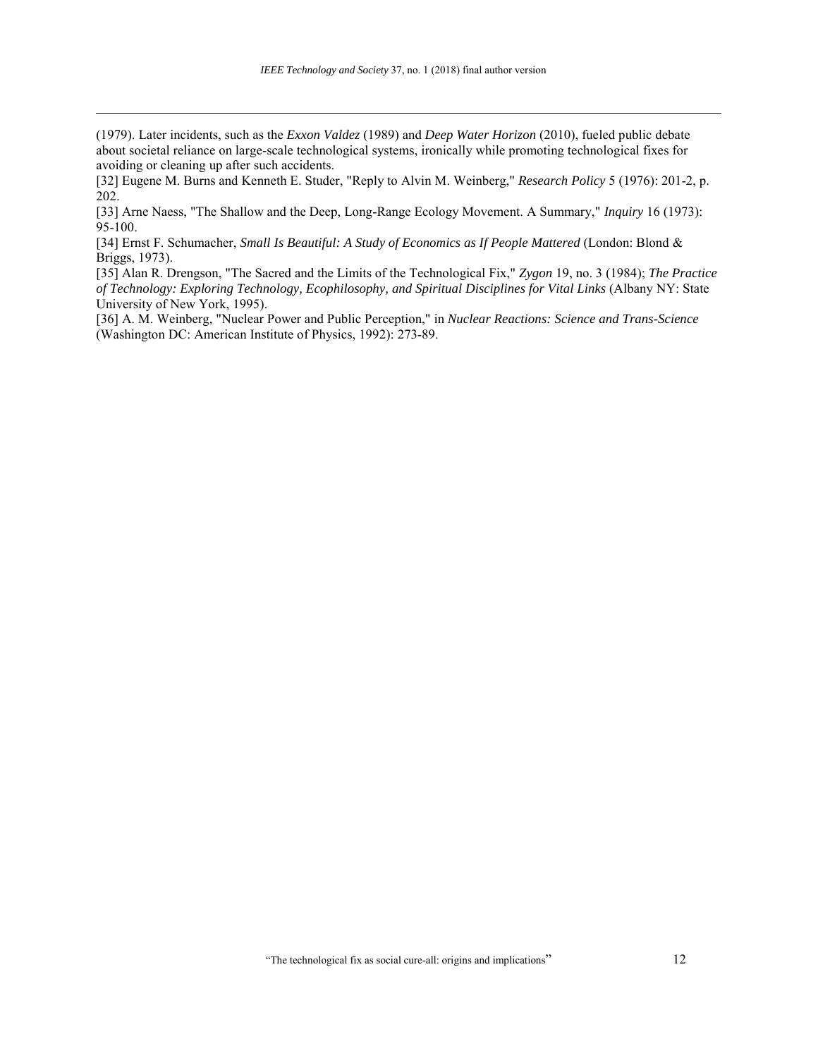(1979). Later incidents, such as the *Exxon Valdez* (1989) and *Deep Water Horizon* (2010), fueled public debate about societal reliance on large-scale technological systems, ironically while promoting technological fixes for avoiding or cleaning up after such accidents.

[32] Eugene M. Burns and Kenneth E. Studer, "Reply to Alvin M. Weinberg," *Research Policy* 5 (1976): 201-2, p. 202.

[33] Arne Naess, "The Shallow and the Deep, Long-Range Ecology Movement. A Summary," *Inquiry* 16 (1973): 95-100.

[34] Ernst F. Schumacher, *Small Is Beautiful: A Study of Economics as If People Mattered* (London: Blond & Briggs, 1973).

[35] Alan R. Drengson, "The Sacred and the Limits of the Technological Fix," *Zygon* 19, no. 3 (1984); *The Practice of Technology: Exploring Technology, Ecophilosophy, and Spiritual Disciplines for Vital Links* (Albany NY: State University of New York, 1995).

[36] A. M. Weinberg, "Nuclear Power and Public Perception," in *Nuclear Reactions: Science and Trans-Science* (Washington DC: American Institute of Physics, 1992): 273-89.